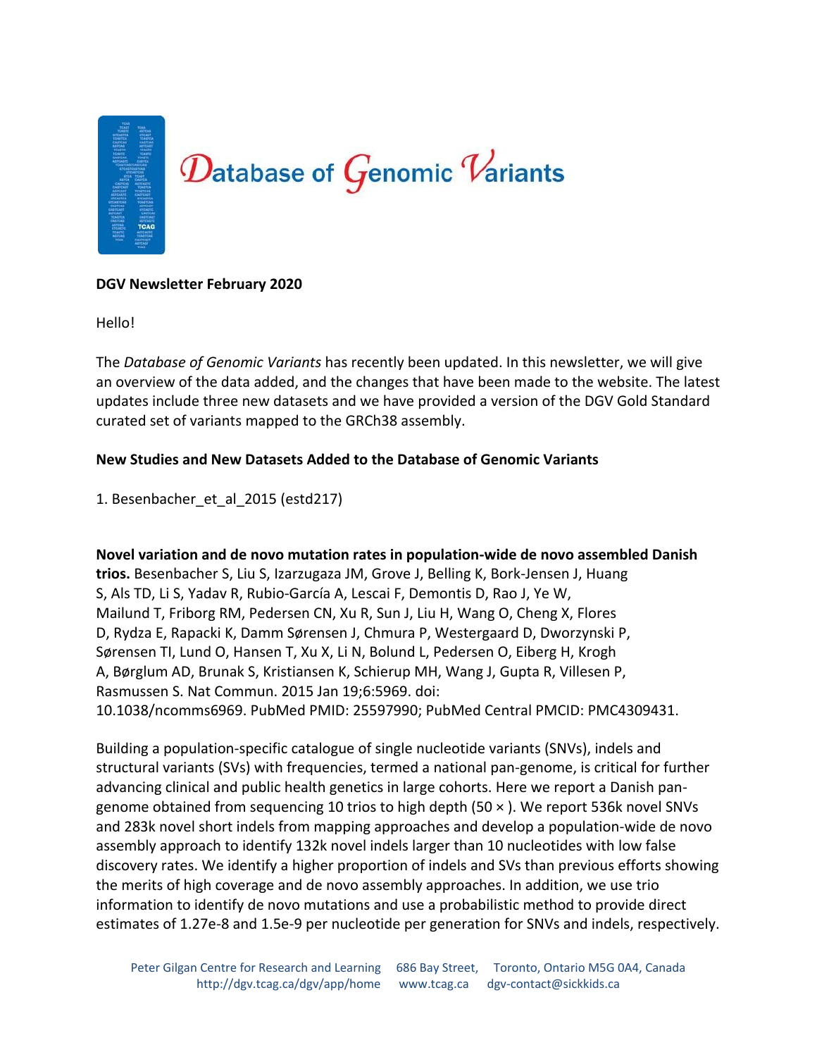# Database of Genomic Variants

**DGV Newsletter February 2020**

Hello!

The *Database of Genomic Variants* has recently been updated. In this newsletter, we will give an overview of the data added, and the changes that have been made to the website. The latest updates include three new datasets and we have provided a version of the DGV Gold Standard curated set of variants mapped to the GRCh38 assembly.

**New Studies and New Datasets Added to the Database of Genomic Variants**

1. Besenbacher_et_al_2015 (estd217)

**Novel variation and de novo mutation rates in population-wide de novo assembled Danish trios.** Besenbacher S, Liu S, Izarzugaza JM, Grove J, Belling K, Bork-Jensen J, Huang S, Als TD, Li S, Yadav R, Rubio-García A, Lescai F, Demontis D, Rao J, Ye W, Mailund T, Friborg RM, Pedersen CN, Xu R, Sun J, Liu H, Wang O, Cheng X, Flores D, Rydza E, Rapacki K, Damm Sørensen J, Chmura P, Westergaard D, Dworzynski P, Sørensen TI, Lund O, Hansen T, Xu X, Li N, Bolund L, Pedersen O, Eiberg H, Krogh A, Børglum AD, Brunak S, Kristiansen K, Schierup MH, Wang J, Gupta R, Villesen P, Rasmussen S. Nat Commun. 2015 Jan 19;6:5969. doi: 10.1038/ncomms6969. PubMed PMID: 25597990; PubMed Central PMCID: PMC4309431.

Building a population-specific catalogue of single nucleotide variants (SNVs), indels and structural variants (SVs) with frequencies, termed a national pan-genome, is critical for further advancing clinical and public health genetics in large cohorts. Here we report a Danish pan-genome obtained from sequencing 10 trios to high depth (50 ×). We report 536k novel SNVs and 283k novel short indels from mapping approaches and develop a population-wide de novo assembly approach to identify 132k novel indels larger than 10 nucleotides with low false discovery rates. We identify a higher proportion of indels and SVs than previous efforts showing the merits of high coverage and de novo assembly approaches. In addition, we use trio information to identify de novo mutations and use a probabilistic method to provide direct estimates of 1.27e-8 and 1.5e-9 per nucleotide per generation for SNVs and indels, respectively.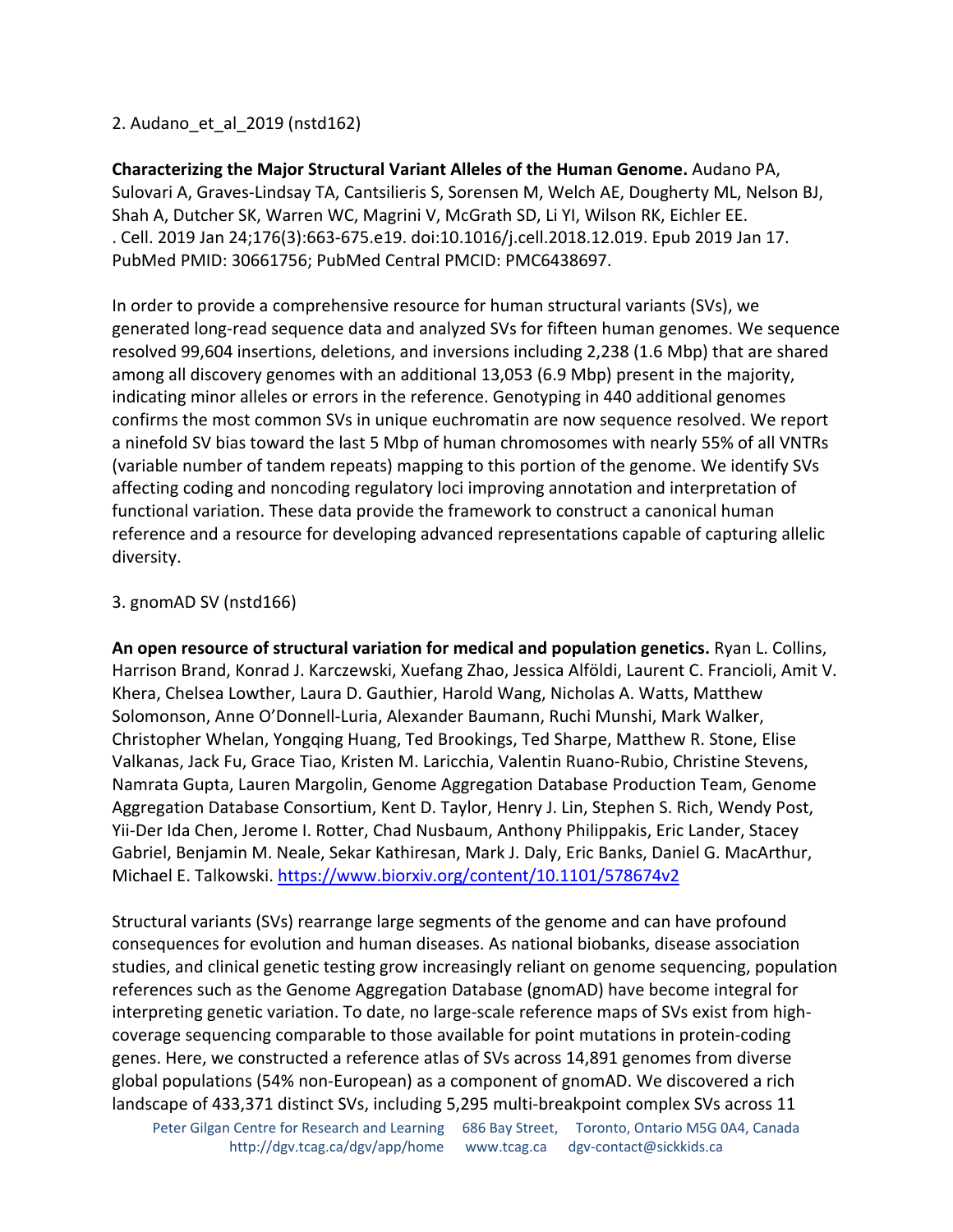2. Audano_et_al_2019 (nstd162)

**Characterizing the Major Structural Variant Alleles of the Human Genome.** Audano PA, Sulovari A, Graves-Lindsay TA, Cantsilieris S, Sorensen M, Welch AE, Dougherty ML, Nelson BJ, Shah A, Dutcher SK, Warren WC, Magrini V, McGrath SD, Li YI, Wilson RK, Eichler EE. . Cell. 2019 Jan 24;176(3):663-675.e19. doi:10.1016/j.cell.2018.12.019. Epub 2019 Jan 17. PubMed PMID: 30661756; PubMed Central PMCID: PMC6438697.

In order to provide a comprehensive resource for human structural variants (SVs), we generated long-read sequence data and analyzed SVs for fifteen human genomes. We sequence resolved 99,604 insertions, deletions, and inversions including 2,238 (1.6 Mbp) that are shared among all discovery genomes with an additional 13,053 (6.9 Mbp) present in the majority, indicating minor alleles or errors in the reference. Genotyping in 440 additional genomes confirms the most common SVs in unique euchromatin are now sequence resolved. We report a ninefold SV bias toward the last 5 Mbp of human chromosomes with nearly 55% of all VNTRs (variable number of tandem repeats) mapping to this portion of the genome. We identify SVs affecting coding and noncoding regulatory loci improving annotation and interpretation of functional variation. These data provide the framework to construct a canonical human reference and a resource for developing advanced representations capable of capturing allelic diversity.

3. gnomAD SV (nstd166)

**An open resource of structural variation for medical and population genetics.** Ryan L. Collins, Harrison Brand, Konrad J. Karczewski, Xuefang Zhao, Jessica Alföldi, Laurent C. Francioli, Amit V. Khera, Chelsea Lowther, Laura D. Gauthier, Harold Wang, Nicholas A. Watts, Matthew Solomonson, Anne O'Donnell-Luria, Alexander Baumann, Ruchi Munshi, Mark Walker, Christopher Whelan, Yongqing Huang, Ted Brookings, Ted Sharpe, Matthew R. Stone, Elise Valkanas, Jack Fu, Grace Tiao, Kristen M. Laricchia, Valentin Ruano-Rubio, Christine Stevens, Namrata Gupta, Lauren Margolin, Genome Aggregation Database Production Team, Genome Aggregation Database Consortium, Kent D. Taylor, Henry J. Lin, Stephen S. Rich, Wendy Post, Yii-Der Ida Chen, Jerome I. Rotter, Chad Nusbaum, Anthony Philippakis, Eric Lander, Stacey Gabriel, Benjamin M. Neale, Sekar Kathiresan, Mark J. Daly, Eric Banks, Daniel G. MacArthur, Michael E. Talkowski. https://www.biorxiv.org/content/10.1101/578674v2

Structural variants (SVs) rearrange large segments of the genome and can have profound consequences for evolution and human diseases. As national biobanks, disease association studies, and clinical genetic testing grow increasingly reliant on genome sequencing, population references such as the Genome Aggregation Database (gnomAD) have become integral for interpreting genetic variation. To date, no large-scale reference maps of SVs exist from high-coverage sequencing comparable to those available for point mutations in protein-coding genes. Here, we constructed a reference atlas of SVs across 14,891 genomes from diverse global populations (54% non-European) as a component of gnomAD. We discovered a rich landscape of 433,371 distinct SVs, including 5,295 multi-breakpoint complex SVs across 11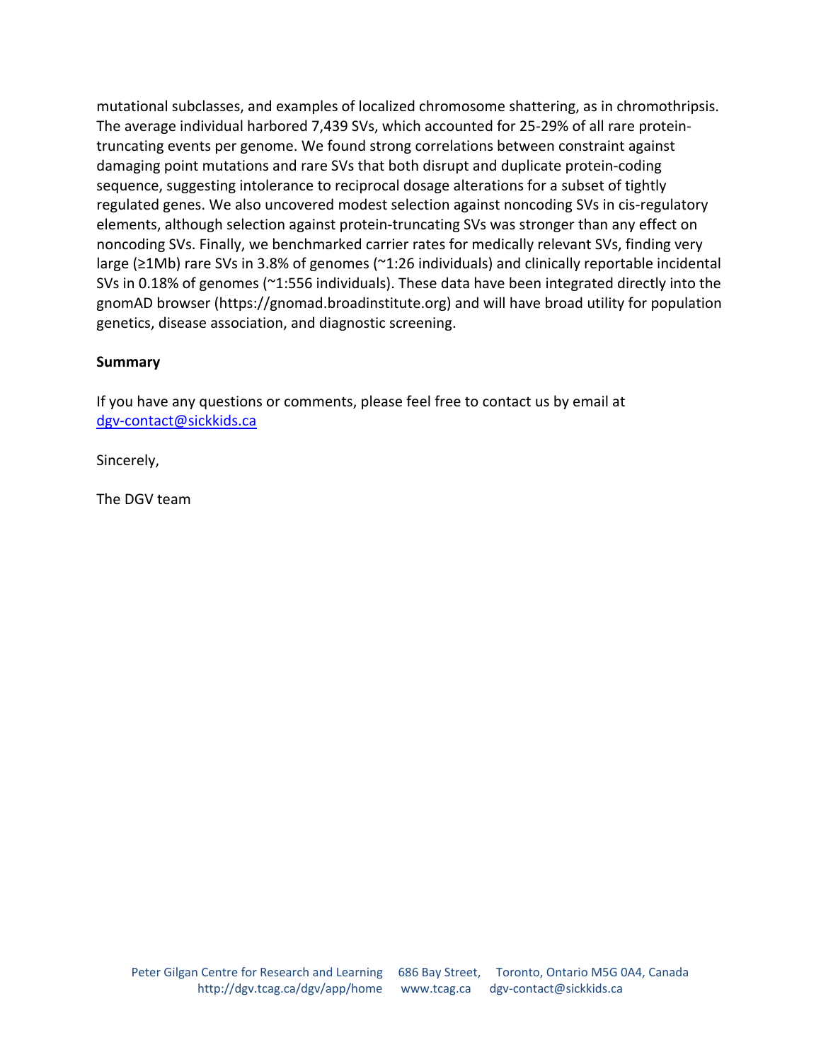mutational subclasses, and examples of localized chromosome shattering, as in chromothripsis. The average individual harbored 7,439 SVs, which accounted for 25-29% of all rare protein-truncating events per genome. We found strong correlations between constraint against damaging point mutations and rare SVs that both disrupt and duplicate protein-coding sequence, suggesting intolerance to reciprocal dosage alterations for a subset of tightly regulated genes. We also uncovered modest selection against noncoding SVs in cis-regulatory elements, although selection against protein-truncating SVs was stronger than any effect on noncoding SVs. Finally, we benchmarked carrier rates for medically relevant SVs, finding very large (≥1Mb) rare SVs in 3.8% of genomes (~1:26 individuals) and clinically reportable incidental SVs in 0.18% of genomes (~1:556 individuals). These data have been integrated directly into the gnomAD browser (https://gnomad.broadinstitute.org) and will have broad utility for population genetics, disease association, and diagnostic screening.

**Summary**

If you have any questions or comments, please feel free to contact us by email at dgv-contact@sickkids.ca

Sincerely,

The DGV team

Peter Gilgan Centre for Research and Learning 686 Bay Street, Toronto, Ontario M5G 0A4, Canada
http://dgv.tcag.ca/dgv/app/home www.tcag.ca dgv-contact@sickkids.ca